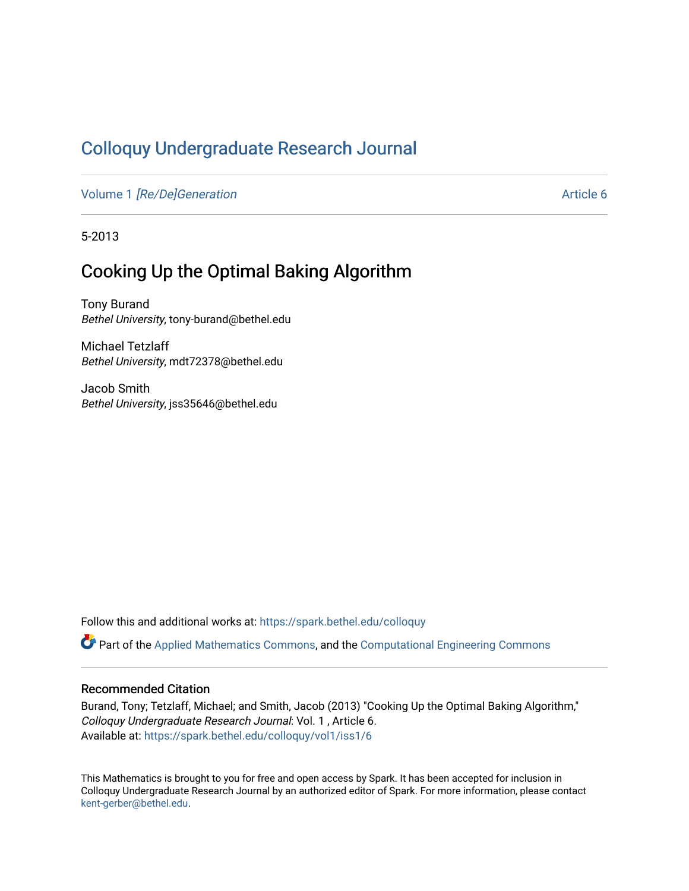# Colloquy Undergraduate Research Journal

Volume 1 *[Re/De]Generation* — Article 6

5-2013

## Cooking Up the Optimal Baking Algorithm

Tony Burand
*Bethel University*, tony-burand@bethel.edu

Michael Tetzlaff
*Bethel University*, mdt72378@bethel.edu

Jacob Smith
*Bethel University*, jss35646@bethel.edu

Follow this and additional works at: https://spark.bethel.edu/colloquy

Part of the Applied Mathematics Commons, and the Computational Engineering Commons

### Recommended Citation

Burand, Tony; Tetzlaff, Michael; and Smith, Jacob (2013) "Cooking Up the Optimal Baking Algorithm," *Colloquy Undergraduate Research Journal*: Vol. 1 , Article 6.
Available at: https://spark.bethel.edu/colloquy/vol1/iss1/6

This Mathematics is brought to you for free and open access by Spark. It has been accepted for inclusion in Colloquy Undergraduate Research Journal by an authorized editor of Spark. For more information, please contact kent-gerber@bethel.edu.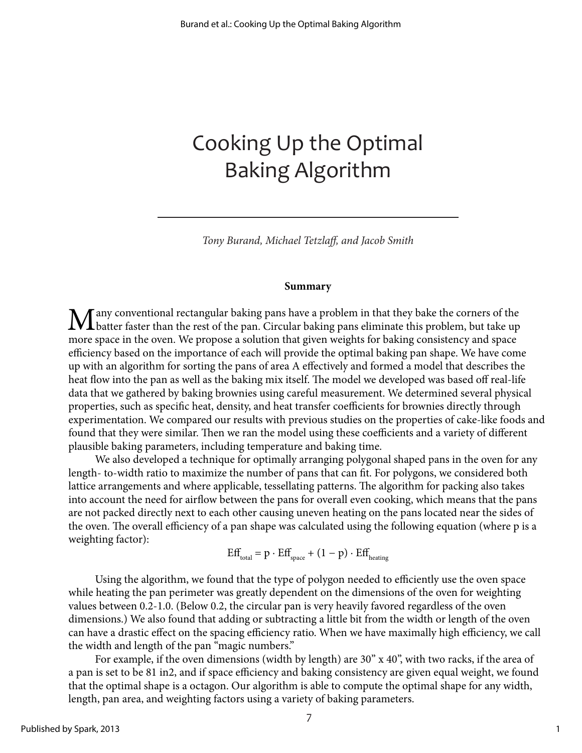# Cooking Up the Optimal Baking Algorithm

*Tony Burand, Michael Tetzlaff, and Jacob Smith*

**Summary**

Many conventional rectangular baking pans have a problem in that they bake the corners of the batter faster than the rest of the pan. Circular baking pans eliminate this problem, but take up more space in the oven. We propose a solution that given weights for baking consistency and space efficiency based on the importance of each will provide the optimal baking pan shape. We have come up with an algorithm for sorting the pans of area A effectively and formed a model that describes the heat flow into the pan as well as the baking mix itself. The model we developed was based off real-life data that we gathered by baking brownies using careful measurement. We determined several physical properties, such as specific heat, density, and heat transfer coefficients for brownies directly through experimentation. We compared our results with previous studies on the properties of cake-like foods and found that they were similar. Then we ran the model using these coefficients and a variety of different plausible baking parameters, including temperature and baking time.

We also developed a technique for optimally arranging polygonal shaped pans in the oven for any length- to-width ratio to maximize the number of pans that can fit. For polygons, we considered both lattice arrangements and where applicable, tessellating patterns. The algorithm for packing also takes into account the need for airflow between the pans for overall even cooking, which means that the pans are not packed directly next to each other causing uneven heating on the pans located near the sides of the oven. The overall efficiency of a pan shape was calculated using the following equation (where p is a weighting factor):

$$\mathrm{Eff}_{total} = p \cdot \mathrm{Eff}_{space} + (1 - p) \cdot \mathrm{Eff}_{heating}$$

Using the algorithm, we found that the type of polygon needed to efficiently use the oven space while heating the pan perimeter was greatly dependent on the dimensions of the oven for weighting values between 0.2-1.0. (Below 0.2, the circular pan is very heavily favored regardless of the oven dimensions.) We also found that adding or subtracting a little bit from the width or length of the oven can have a drastic effect on the spacing efficiency ratio. When we have maximally high efficiency, we call the width and length of the pan "magic numbers."

For example, if the oven dimensions (width by length) are 30" x 40", with two racks, if the area of a pan is set to be 81 in2, and if space efficiency and baking consistency are given equal weight, we found that the optimal shape is a octagon. Our algorithm is able to compute the optimal shape for any width, length, pan area, and weighting factors using a variety of baking parameters.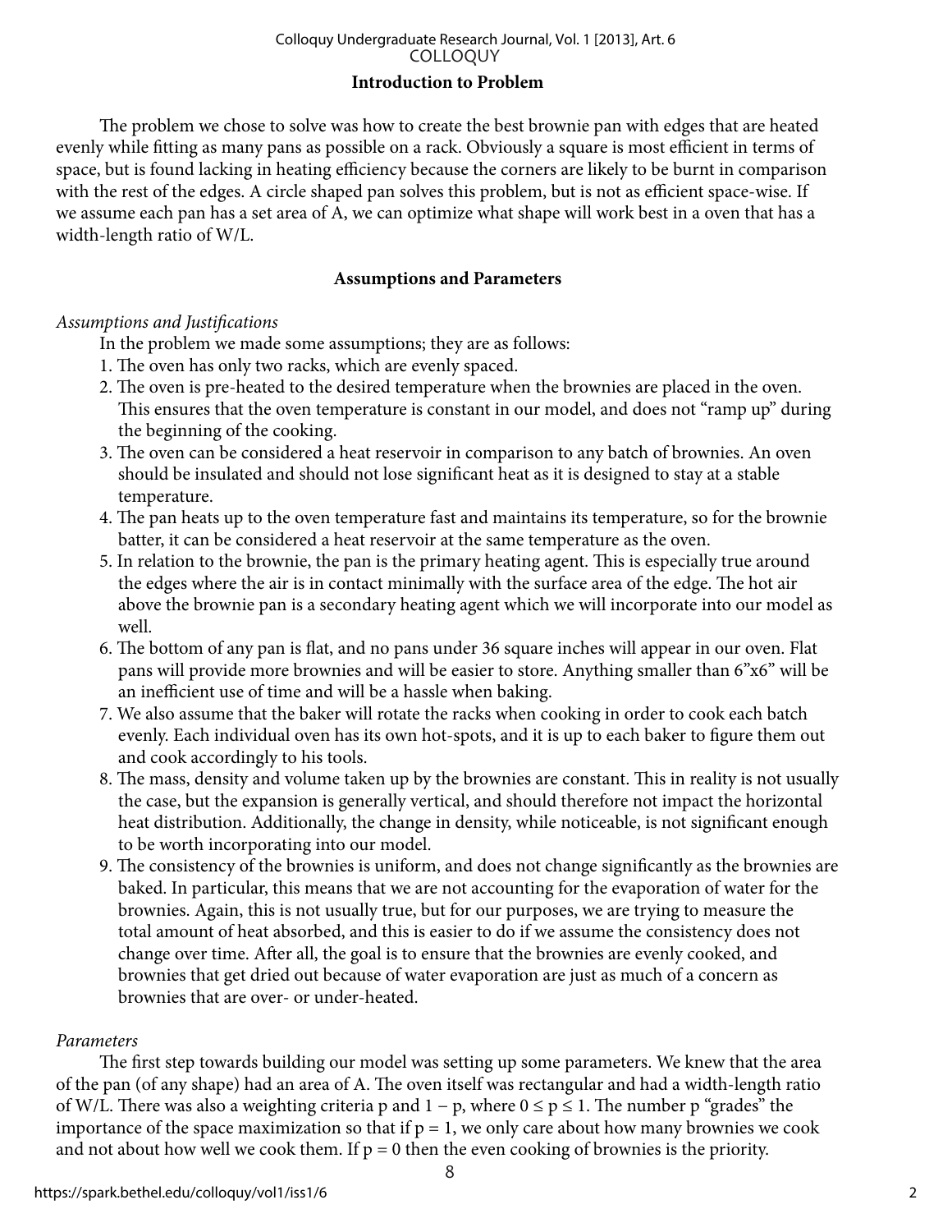## Introduction to Problem

The problem we chose to solve was how to create the best brownie pan with edges that are heated evenly while fitting as many pans as possible on a rack. Obviously a square is most efficient in terms of space, but is found lacking in heating efficiency because the corners are likely to be burnt in comparison with the rest of the edges. A circle shaped pan solves this problem, but is not as efficient space-wise. If we assume each pan has a set area of A, we can optimize what shape will work best in a oven that has a width-length ratio of W/L.

## Assumptions and Parameters

*Assumptions and Justifications*

In the problem we made some assumptions; they are as follows:

1. The oven has only two racks, which are evenly spaced.
2. The oven is pre-heated to the desired temperature when the brownies are placed in the oven. This ensures that the oven temperature is constant in our model, and does not "ramp up" during the beginning of the cooking.
3. The oven can be considered a heat reservoir in comparison to any batch of brownies. An oven should be insulated and should not lose significant heat as it is designed to stay at a stable temperature.
4. The pan heats up to the oven temperature fast and maintains its temperature, so for the brownie batter, it can be considered a heat reservoir at the same temperature as the oven.
5. In relation to the brownie, the pan is the primary heating agent. This is especially true around the edges where the air is in contact minimally with the surface area of the edge. The hot air above the brownie pan is a secondary heating agent which we will incorporate into our model as well.
6. The bottom of any pan is flat, and no pans under 36 square inches will appear in our oven. Flat pans will provide more brownies and will be easier to store. Anything smaller than 6"x6" will be an inefficient use of time and will be a hassle when baking.
7. We also assume that the baker will rotate the racks when cooking in order to cook each batch evenly. Each individual oven has its own hot-spots, and it is up to each baker to figure them out and cook accordingly to his tools.
8. The mass, density and volume taken up by the brownies are constant. This in reality is not usually the case, but the expansion is generally vertical, and should therefore not impact the horizontal heat distribution. Additionally, the change in density, while noticeable, is not significant enough to be worth incorporating into our model.
9. The consistency of the brownies is uniform, and does not change significantly as the brownies are baked. In particular, this means that we are not accounting for the evaporation of water for the brownies. Again, this is not usually true, but for our purposes, we are trying to measure the total amount of heat absorbed, and this is easier to do if we assume the consistency does not change over time. After all, the goal is to ensure that the brownies are evenly cooked, and brownies that get dried out because of water evaporation are just as much of a concern as brownies that are over- or under-heated.

*Parameters*

The first step towards building our model was setting up some parameters. We knew that the area of the pan (of any shape) had an area of A. The oven itself was rectangular and had a width-length ratio of W/L. There was also a weighting criteria p and $1 - p$, where $0 \leq p \leq 1$. The number p "grades" the importance of the space maximization so that if $p = 1$, we only care about how many brownies we cook and not about how well we cook them. If $p = 0$ then the even cooking of brownies is the priority.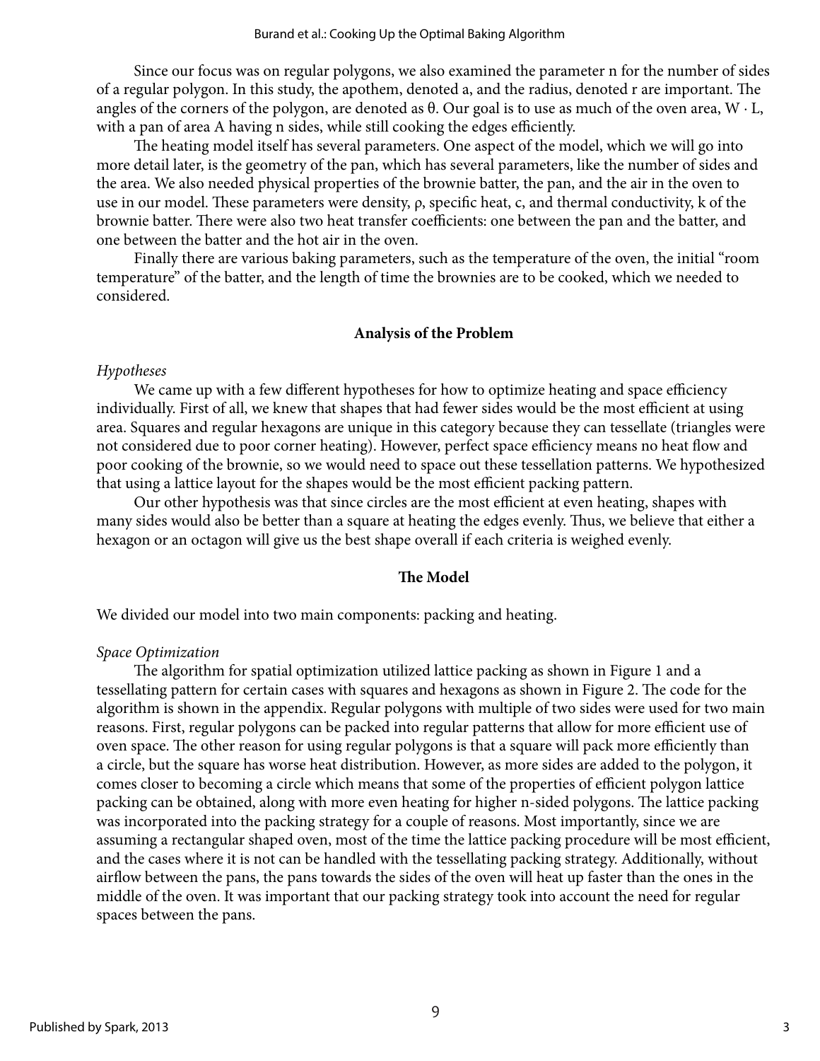Since our focus was on regular polygons, we also examined the parameter n for the number of sides of a regular polygon. In this study, the apothem, denoted a, and the radius, denoted r are important. The angles of the corners of the polygon, are denoted as θ. Our goal is to use as much of the oven area, $W \cdot L$, with a pan of area A having n sides, while still cooking the edges efficiently.

The heating model itself has several parameters. One aspect of the model, which we will go into more detail later, is the geometry of the pan, which has several parameters, like the number of sides and the area. We also needed physical properties of the brownie batter, the pan, and the air in the oven to use in our model. These parameters were density, ρ, specific heat, c, and thermal conductivity, k of the brownie batter. There were also two heat transfer coefficients: one between the pan and the batter, and one between the batter and the hot air in the oven.

Finally there are various baking parameters, such as the temperature of the oven, the initial "room temperature" of the batter, and the length of time the brownies are to be cooked, which we needed to considered.

## Analysis of the Problem

*Hypotheses*

We came up with a few different hypotheses for how to optimize heating and space efficiency individually. First of all, we knew that shapes that had fewer sides would be the most efficient at using area. Squares and regular hexagons are unique in this category because they can tessellate (triangles were not considered due to poor corner heating). However, perfect space efficiency means no heat flow and poor cooking of the brownie, so we would need to space out these tessellation patterns. We hypothesized that using a lattice layout for the shapes would be the most efficient packing pattern.

Our other hypothesis was that since circles are the most efficient at even heating, shapes with many sides would also be better than a square at heating the edges evenly. Thus, we believe that either a hexagon or an octagon will give us the best shape overall if each criteria is weighed evenly.

## The Model

We divided our model into two main components: packing and heating.

*Space Optimization*

The algorithm for spatial optimization utilized lattice packing as shown in Figure 1 and a tessellating pattern for certain cases with squares and hexagons as shown in Figure 2. The code for the algorithm is shown in the appendix. Regular polygons with multiple of two sides were used for two main reasons. First, regular polygons can be packed into regular patterns that allow for more efficient use of oven space. The other reason for using regular polygons is that a square will pack more efficiently than a circle, but the square has worse heat distribution. However, as more sides are added to the polygon, it comes closer to becoming a circle which means that some of the properties of efficient polygon lattice packing can be obtained, along with more even heating for higher n-sided polygons. The lattice packing was incorporated into the packing strategy for a couple of reasons. Most importantly, since we are assuming a rectangular shaped oven, most of the time the lattice packing procedure will be most efficient, and the cases where it is not can be handled with the tessellating packing strategy. Additionally, without airflow between the pans, the pans towards the sides of the oven will heat up faster than the ones in the middle of the oven. It was important that our packing strategy took into account the need for regular spaces between the pans.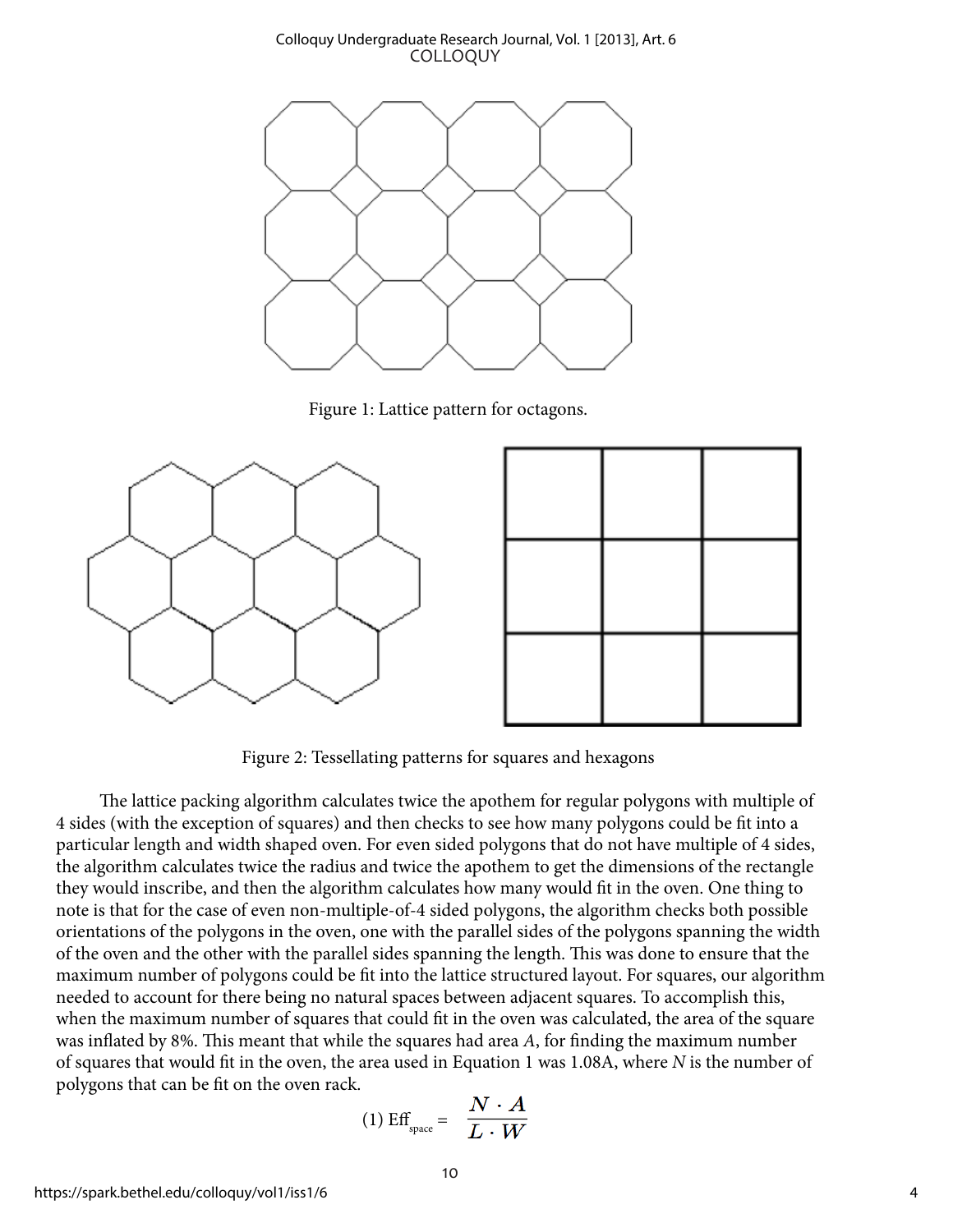Figure 1: Lattice pattern for octagons.

Figure 2: Tessellating patterns for squares and hexagons

The lattice packing algorithm calculates twice the apothem for regular polygons with multiple of 4 sides (with the exception of squares) and then checks to see how many polygons could be fit into a particular length and width shaped oven. For even sided polygons that do not have multiple of 4 sides, the algorithm calculates twice the radius and twice the apothem to get the dimensions of the rectangle they would inscribe, and then the algorithm calculates how many would fit in the oven. One thing to note is that for the case of even non-multiple-of-4 sided polygons, the algorithm checks both possible orientations of the polygons in the oven, one with the parallel sides of the polygons spanning the width of the oven and the other with the parallel sides spanning the length. This was done to ensure that the maximum number of polygons could be fit into the lattice structured layout. For squares, our algorithm needed to account for there being no natural spaces between adjacent squares. To accomplish this, when the maximum number of squares that could fit in the oven was calculated, the area of the square was inflated by 8%. This meant that while the squares had area $A$, for finding the maximum number of squares that would fit in the oven, the area used in Equation 1 was 1.08A, where $N$ is the number of polygons that can be fit on the oven rack.

$$(1)\ \text{Eff}_{\text{space}} = \frac{N \cdot A}{L \cdot W}$$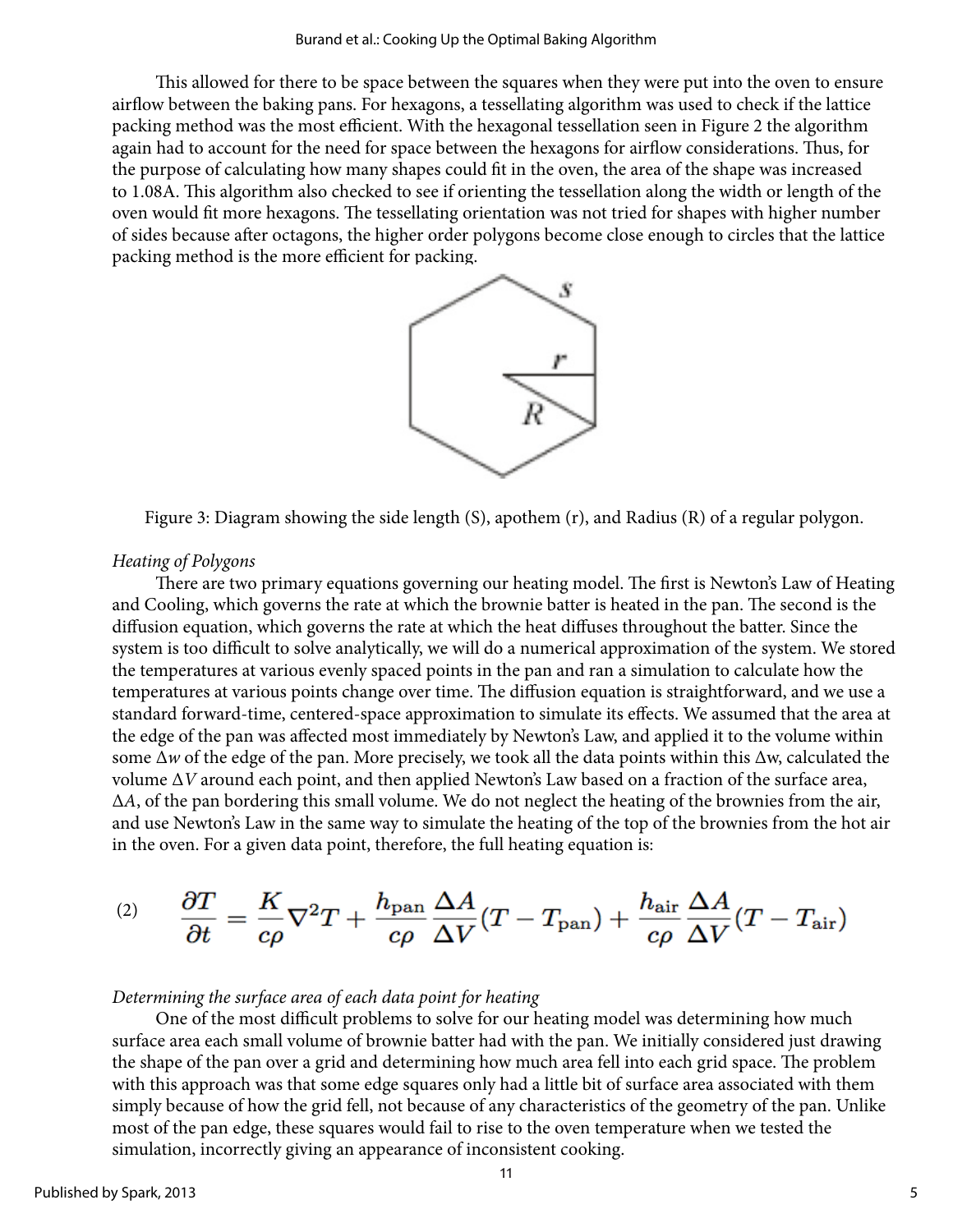This allowed for there to be space between the squares when they were put into the oven to ensure airflow between the baking pans. For hexagons, a tessellating algorithm was used to check if the lattice packing method was the most efficient. With the hexagonal tessellation seen in Figure 2 the algorithm again had to account for the need for space between the hexagons for airflow considerations. Thus, for the purpose of calculating how many shapes could fit in the oven, the area of the shape was increased to 1.08A. This algorithm also checked to see if orienting the tessellation along the width or length of the oven would fit more hexagons. The tessellating orientation was not tried for shapes with higher number of sides because after octagons, the higher order polygons become close enough to circles that the lattice packing method is the more efficient for packing.

Figure 3: Diagram showing the side length (S), apothem (r), and Radius (R) of a regular polygon.

*Heating of Polygons*

There are two primary equations governing our heating model. The first is Newton's Law of Heating and Cooling, which governs the rate at which the brownie batter is heated in the pan. The second is the diffusion equation, which governs the rate at which the heat diffuses throughout the batter. Since the system is too difficult to solve analytically, we will do a numerical approximation of the system. We stored the temperatures at various evenly spaced points in the pan and ran a simulation to calculate how the temperatures at various points change over time. The diffusion equation is straightforward, and we use a standard forward-time, centered-space approximation to simulate its effects. We assumed that the area at the edge of the pan was affected most immediately by Newton's Law, and applied it to the volume within some $\Delta w$ of the edge of the pan. More precisely, we took all the data points within this $\Delta w$, calculated the volume $\Delta V$ around each point, and then applied Newton's Law based on a fraction of the surface area, $\Delta A$, of the pan bordering this small volume. We do not neglect the heating of the brownies from the air, and use Newton's Law in the same way to simulate the heating of the top of the brownies from the hot air in the oven. For a given data point, therefore, the full heating equation is:

$$\frac{\partial T}{\partial t} = \frac{K}{c\rho}\nabla^2 T + \frac{h_{\text{pan}}}{c\rho}\frac{\Delta A}{\Delta V}(T - T_{\text{pan}}) + \frac{h_{\text{air}}}{c\rho}\frac{\Delta A}{\Delta V}(T - T_{\text{air}}) \tag{2}$$

*Determining the surface area of each data point for heating*

One of the most difficult problems to solve for our heating model was determining how much surface area each small volume of brownie batter had with the pan. We initially considered just drawing the shape of the pan over a grid and determining how much area fell into each grid space. The problem with this approach was that some edge squares only had a little bit of surface area associated with them simply because of how the grid fell, not because of any characteristics of the geometry of the pan. Unlike most of the pan edge, these squares would fail to rise to the oven temperature when we tested the simulation, incorrectly giving an appearance of inconsistent cooking.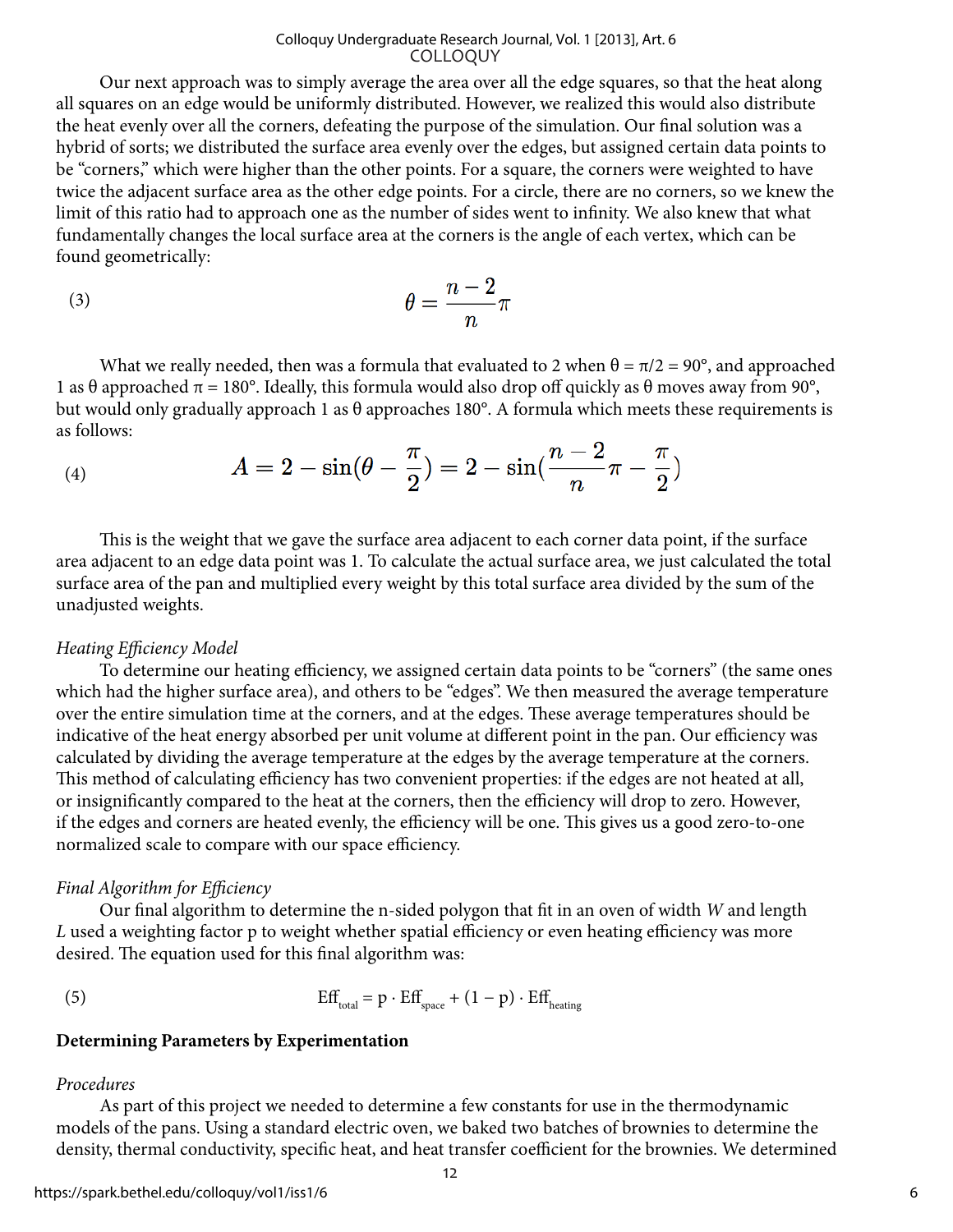Our next approach was to simply average the area over all the edge squares, so that the heat along all squares on an edge would be uniformly distributed. However, we realized this would also distribute the heat evenly over all the corners, defeating the purpose of the simulation. Our final solution was a hybrid of sorts; we distributed the surface area evenly over the edges, but assigned certain data points to be "corners," which were higher than the other points. For a square, the corners were weighted to have twice the adjacent surface area as the other edge points. For a circle, there are no corners, so we knew the limit of this ratio had to approach one as the number of sides went to infinity. We also knew that what fundamentally changes the local surface area at the corners is the angle of each vertex, which can be found geometrically:

$$\theta = \frac{n-2}{n}\pi \tag{3}$$

What we really needed, then was a formula that evaluated to 2 when $\theta = \pi/2 = 90°$, and approached 1 as $\theta$ approached $\pi = 180°$. Ideally, this formula would also drop off quickly as $\theta$ moves away from 90°, but would only gradually approach 1 as $\theta$ approaches 180°. A formula which meets these requirements is as follows:

$$A = 2 - \sin(\theta - \frac{\pi}{2}) = 2 - \sin(\frac{n-2}{n}\pi - \frac{\pi}{2}) \tag{4}$$

This is the weight that we gave the surface area adjacent to each corner data point, if the surface area adjacent to an edge data point was 1. To calculate the actual surface area, we just calculated the total surface area of the pan and multiplied every weight by this total surface area divided by the sum of the unadjusted weights.

*Heating Efficiency Model*

To determine our heating efficiency, we assigned certain data points to be "corners" (the same ones which had the higher surface area), and others to be "edges". We then measured the average temperature over the entire simulation time at the corners, and at the edges. These average temperatures should be indicative of the heat energy absorbed per unit volume at different point in the pan. Our efficiency was calculated by dividing the average temperature at the edges by the average temperature at the corners. This method of calculating efficiency has two convenient properties: if the edges are not heated at all, or insignificantly compared to the heat at the corners, then the efficiency will drop to zero. However, if the edges and corners are heated evenly, the efficiency will be one. This gives us a good zero-to-one normalized scale to compare with our space efficiency.

*Final Algorithm for Efficiency*

Our final algorithm to determine the n-sided polygon that fit in an oven of width $W$ and length $L$ used a weighting factor p to weight whether spatial efficiency or even heating efficiency was more desired. The equation used for this final algorithm was:

$$\text{Eff}_{\text{total}} = \text{p} \cdot \text{Eff}_{\text{space}} + (1 - \text{p}) \cdot \text{Eff}_{\text{heating}} \tag{5}$$

**Determining Parameters by Experimentation**

*Procedures*

As part of this project we needed to determine a few constants for use in the thermodynamic models of the pans. Using a standard electric oven, we baked two batches of brownies to determine the density, thermal conductivity, specific heat, and heat transfer coefficient for the brownies. We determined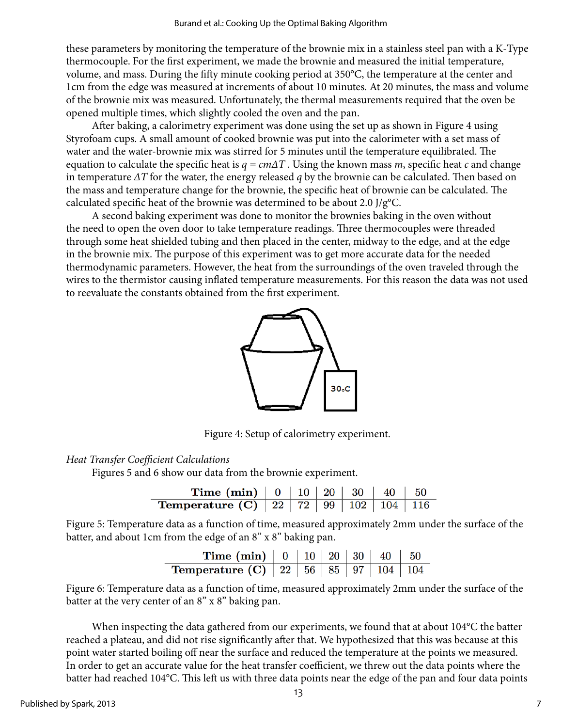these parameters by monitoring the temperature of the brownie mix in a stainless steel pan with a K-Type thermocouple. For the first experiment, we made the brownie and measured the initial temperature, volume, and mass. During the fifty minute cooking period at 350°C, the temperature at the center and 1cm from the edge was measured at increments of about 10 minutes. At 20 minutes, the mass and volume of the brownie mix was measured. Unfortunately, the thermal measurements required that the oven be opened multiple times, which slightly cooled the oven and the pan.

After baking, a calorimetry experiment was done using the set up as shown in Figure 4 using Styrofoam cups. A small amount of cooked brownie was put into the calorimeter with a set mass of water and the water-brownie mix was stirred for 5 minutes until the temperature equilibrated. The equation to calculate the specific heat is $q = cm\Delta T$. Using the known mass $m$, specific heat $c$ and change in temperature $\Delta T$ for the water, the energy released $q$ by the brownie can be calculated. Then based on the mass and temperature change for the brownie, the specific heat of brownie can be calculated. The calculated specific heat of the brownie was determined to be about 2.0 J/g°C.

A second baking experiment was done to monitor the brownies baking in the oven without the need to open the oven door to take temperature readings. Three thermocouples were threaded through some heat shielded tubing and then placed in the center, midway to the edge, and at the edge in the brownie mix. The purpose of this experiment was to get more accurate data for the needed thermodynamic parameters. However, the heat from the surroundings of the oven traveled through the wires to the thermistor causing inflated temperature measurements. For this reason the data was not used to reevaluate the constants obtained from the first experiment.

Figure 4: Setup of calorimetry experiment.

*Heat Transfer Coefficient Calculations*

Figures 5 and 6 show our data from the brownie experiment.

| Time (min) | 0 | 10 | 20 | 30 | 40 | 50 |
|---|---|---|---|---|---|---|
| Temperature (C) | 22 | 72 | 99 | 102 | 104 | 116 |

Figure 5: Temperature data as a function of time, measured approximately 2mm under the surface of the batter, and about 1cm from the edge of an 8" x 8" baking pan.

| Time (min) | 0 | 10 | 20 | 30 | 40 | 50 |
|---|---|---|---|---|---|---|
| Temperature (C) | 22 | 56 | 85 | 97 | 104 | 104 |

Figure 6: Temperature data as a function of time, measured approximately 2mm under the surface of the batter at the very center of an 8" x 8" baking pan.

When inspecting the data gathered from our experiments, we found that at about 104°C the batter reached a plateau, and did not rise significantly after that. We hypothesized that this was because at this point water started boiling off near the surface and reduced the temperature at the points we measured. In order to get an accurate value for the heat transfer coefficient, we threw out the data points where the batter had reached 104°C. This left us with three data points near the edge of the pan and four data points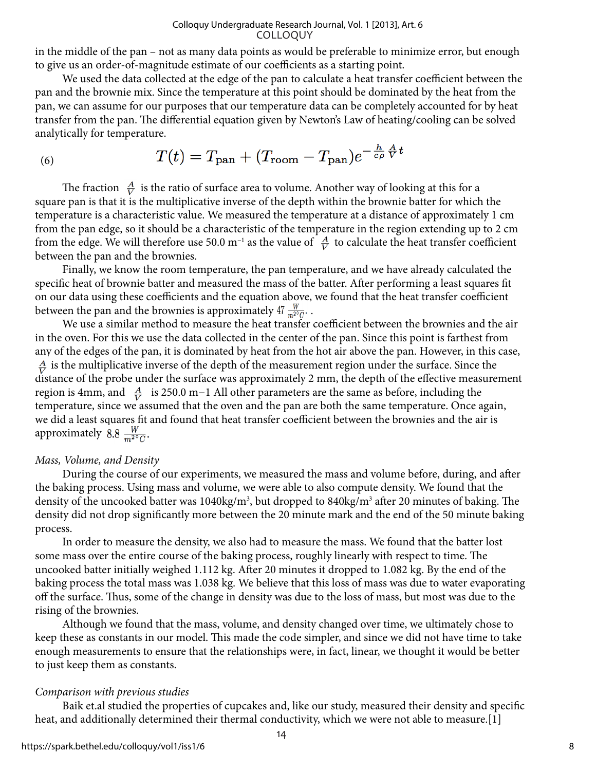in the middle of the pan – not as many data points as would be preferable to minimize error, but enough to give us an order-of-magnitude estimate of our coefficients as a starting point.

We used the data collected at the edge of the pan to calculate a heat transfer coefficient between the pan and the brownie mix. Since the temperature at this point should be dominated by the heat from the pan, we can assume for our purposes that our temperature data can be completely accounted for by heat transfer from the pan. The differential equation given by Newton's Law of heating/cooling can be solved analytically for temperature.

$$T(t) = T_{\text{pan}} + (T_{\text{room}} - T_{\text{pan}})e^{-\frac{h}{c\rho}\frac{A}{V}t} \tag{6}$$

The fraction $\frac{A}{V}$ is the ratio of surface area to volume. Another way of looking at this for a square pan is that it is the multiplicative inverse of the depth within the brownie batter for which the temperature is a characteristic value. We measured the temperature at a distance of approximately 1 cm from the pan edge, so it should be a characteristic of the temperature in the region extending up to 2 cm from the edge. We will therefore use 50.0 $m^{-1}$ as the value of $\frac{A}{V}$ to calculate the heat transfer coefficient between the pan and the brownies.

Finally, we know the room temperature, the pan temperature, and we have already calculated the specific heat of brownie batter and measured the mass of the batter. After performing a least squares fit on our data using these coefficients and the equation above, we found that the heat transfer coefficient between the pan and the brownies is approximately $47\ \frac{W}{m^{2\circ}C}$. .

We use a similar method to measure the heat transfer coefficient between the brownies and the air in the oven. For this we use the data collected in the center of the pan. Since this point is farthest from any of the edges of the pan, it is dominated by heat from the hot air above the pan. However, in this case, $\frac{A}{V}$ is the multiplicative inverse of the depth of the measurement region under the surface. Since the distance of the probe under the surface was approximately 2 mm, the depth of the effective measurement region is 4mm, and $\frac{A}{V}$ is 250.0 $m{-1}$ All other parameters are the same as before, including the temperature, since we assumed that the oven and the pan are both the same temperature. Once again, we did a least squares fit and found that heat transfer coefficient between the brownies and the air is approximately $8.8\ \frac{W}{m^{2\circ}C}$.

*Mass, Volume, and Density*

During the course of our experiments, we measured the mass and volume before, during, and after the baking process. Using mass and volume, we were able to also compute density. We found that the density of the uncooked batter was 1040kg/$m^3$, but dropped to 840kg/$m^3$ after 20 minutes of baking. The density did not drop significantly more between the 20 minute mark and the end of the 50 minute baking process.

In order to measure the density, we also had to measure the mass. We found that the batter lost some mass over the entire course of the baking process, roughly linearly with respect to time. The uncooked batter initially weighed 1.112 kg. After 20 minutes it dropped to 1.082 kg. By the end of the baking process the total mass was 1.038 kg. We believe that this loss of mass was due to water evaporating off the surface. Thus, some of the change in density was due to the loss of mass, but most was due to the rising of the brownies.

Although we found that the mass, volume, and density changed over time, we ultimately chose to keep these as constants in our model. This made the code simpler, and since we did not have time to take enough measurements to ensure that the relationships were, in fact, linear, we thought it would be better to just keep them as constants.

*Comparison with previous studies*

Baik et.al studied the properties of cupcakes and, like our study, measured their density and specific heat, and additionally determined their thermal conductivity, which we were not able to measure.[1]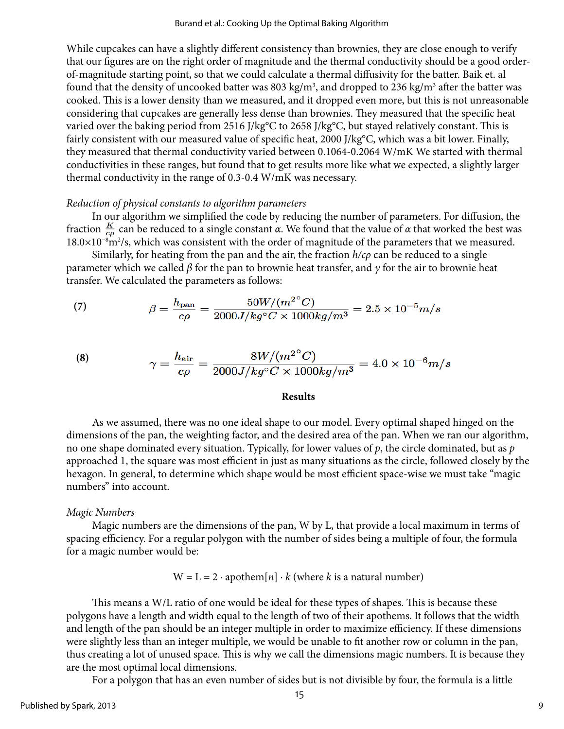While cupcakes can have a slightly different consistency than brownies, they are close enough to verify that our figures are on the right order of magnitude and the thermal conductivity should be a good order-of-magnitude starting point, so that we could calculate a thermal diffusivity for the batter. Baik et. al found that the density of uncooked batter was 803 kg/m$^3$, and dropped to 236 kg/m$^3$ after the batter was cooked. This is a lower density than we measured, and it dropped even more, but this is not unreasonable considering that cupcakes are generally less dense than brownies. They measured that the specific heat varied over the baking period from 2516 J/kg°C to 2658 J/kg°C, but stayed relatively constant. This is fairly consistent with our measured value of specific heat, 2000 J/kg°C, which was a bit lower. Finally, they measured that thermal conductivity varied between 0.1064-0.2064 W/mK We started with thermal conductivities in these ranges, but found that to get results more like what we expected, a slightly larger thermal conductivity in the range of 0.3-0.4 W/mK was necessary.

*Reduction of physical constants to algorithm parameters*

In our algorithm we simplified the code by reducing the number of parameters. For diffusion, the fraction $\frac{K}{c\rho}$ can be reduced to a single constant $\alpha$. We found that the value of $\alpha$ that worked the best was $18.0\times10^{-8}$m$^2$/s, which was consistent with the order of magnitude of the parameters that we measured.

Similarly, for heating from the pan and the air, the fraction $h/c\rho$ can be reduced to a single parameter which we called $\beta$ for the pan to brownie heat transfer, and $\gamma$ for the air to brownie heat transfer. We calculated the parameters as follows:

$$\beta = \frac{h_{\text{pan}}}{c\rho} = \frac{50W/(m^{2\circ}C)}{2000J/kg^{\circ}C \times 1000kg/m^3} = 2.5 \times 10^{-5}m/s \tag{7}$$

$$\gamma = \frac{h_{\text{air}}}{c\rho} = \frac{8W/(m^{2\circ}C)}{2000J/kg^{\circ}C \times 1000kg/m^3} = 4.0 \times 10^{-6}m/s \tag{8}$$

## Results

As we assumed, there was no one ideal shape to our model. Every optimal shaped hinged on the dimensions of the pan, the weighting factor, and the desired area of the pan. When we ran our algorithm, no one shape dominated every situation. Typically, for lower values of $p$, the circle dominated, but as $p$ approached 1, the square was most efficient in just as many situations as the circle, followed closely by the hexagon. In general, to determine which shape would be most efficient space-wise we must take "magic numbers" into account.

*Magic Numbers*

Magic numbers are the dimensions of the pan, W by L, that provide a local maximum in terms of spacing efficiency. For a regular polygon with the number of sides being a multiple of four, the formula for a magic number would be:

$$W = L = 2 \cdot \text{apothem}[n] \cdot k \text{ (where } k \text{ is a natural number)}$$

This means a W/L ratio of one would be ideal for these types of shapes. This is because these polygons have a length and width equal to the length of two of their apothems. It follows that the width and length of the pan should be an integer multiple in order to maximize efficiency. If these dimensions were slightly less than an integer multiple, we would be unable to fit another row or column in the pan, thus creating a lot of unused space. This is why we call the dimensions magic numbers. It is because they are the most optimal local dimensions.

For a polygon that has an even number of sides but is not divisible by four, the formula is a little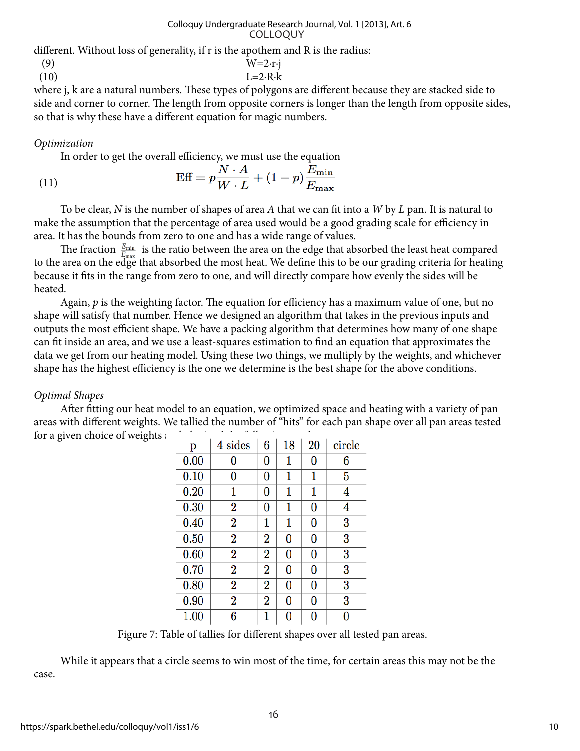different. Without loss of generality, if r is the apothem and R is the radius:

$$W = 2 \cdot r \cdot j \tag{9}$$

$$L = 2 \cdot R \cdot k \tag{10}$$

where j, k are a natural numbers. These types of polygons are different because they are stacked side to side and corner to corner. The length from opposite corners is longer than the length from opposite sides, so that is why these have a different equation for magic numbers.

*Optimization*

In order to get the overall efficiency, we must use the equation

$$\text{Eff} = p\frac{N \cdot A}{W \cdot L} + (1-p)\frac{E_{\min}}{E_{\max}} \tag{11}$$

To be clear, *N* is the number of shapes of area *A* that we can fit into a *W* by *L* pan. It is natural to make the assumption that the percentage of area used would be a good grading scale for efficiency in area. It has the bounds from zero to one and has a wide range of values.

The fraction $\frac{E_{\min}}{E_{\max}}$ is the ratio between the area on the edge that absorbed the least heat compared to the area on the edge that absorbed the most heat. We define this to be our grading criteria for heating because it fits in the range from zero to one, and will directly compare how evenly the sides will be heated.

Again, *p* is the weighting factor. The equation for efficiency has a maximum value of one, but no shape will satisfy that number. Hence we designed an algorithm that takes in the previous inputs and outputs the most efficient shape. We have a packing algorithm that determines how many of one shape can fit inside an area, and we use a least-squares estimation to find an equation that approximates the data we get from our heating model. Using these two things, we multiply by the weights, and whichever shape has the highest efficiency is the one we determine is the best shape for the above conditions.

*Optimal Shapes*

After fitting our heat model to an equation, we optimized space and heating with a variety of pan areas with different weights. We tallied the number of "hits" for each pan shape over all pan areas tested for a given choice of weights and obtained the following results:

| p | 4 sides | 6 | 18 | 20 | circle |
|---|---|---|---|---|---|
| 0.00 | 0 | 0 | 1 | 0 | 6 |
| 0.10 | 0 | 0 | 1 | 1 | 5 |
| 0.20 | 1 | 0 | 1 | 1 | 4 |
| 0.30 | 2 | 0 | 1 | 0 | 4 |
| 0.40 | 2 | 1 | 1 | 0 | 3 |
| 0.50 | 2 | 2 | 0 | 0 | 3 |
| 0.60 | 2 | 2 | 0 | 0 | 3 |
| 0.70 | 2 | 2 | 0 | 0 | 3 |
| 0.80 | 2 | 2 | 0 | 0 | 3 |
| 0.90 | 2 | 2 | 0 | 0 | 3 |
| 1.00 | 6 | 1 | 0 | 0 | 0 |

Figure 7: Table of tallies for different shapes over all tested pan areas.

While it appears that a circle seems to win most of the time, for certain areas this may not be the case.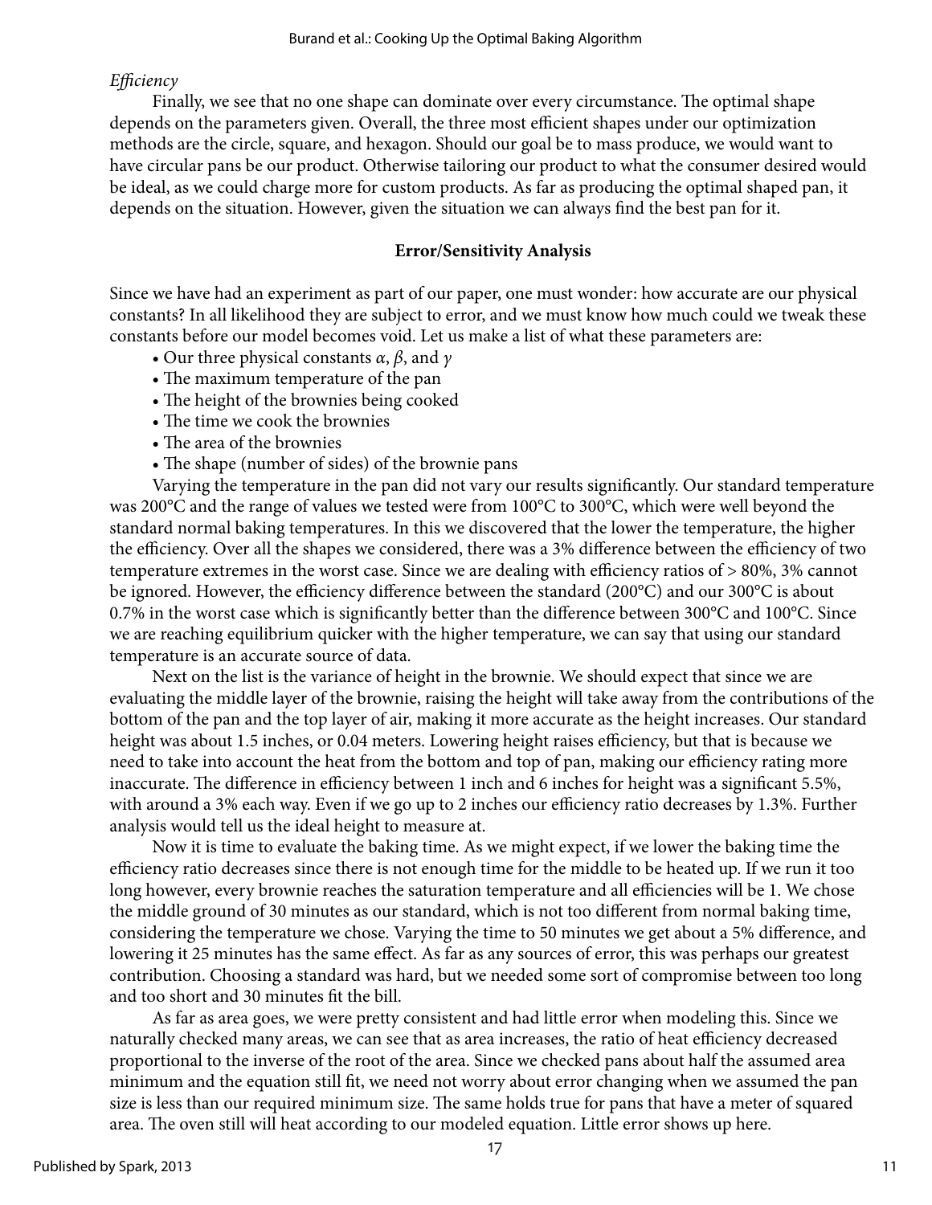*Efficiency*

Finally, we see that no one shape can dominate over every circumstance. The optimal shape depends on the parameters given. Overall, the three most efficient shapes under our optimization methods are the circle, square, and hexagon. Should our goal be to mass produce, we would want to have circular pans be our product. Otherwise tailoring our product to what the consumer desired would be ideal, as we could charge more for custom products. As far as producing the optimal shaped pan, it depends on the situation. However, given the situation we can always find the best pan for it.

## Error/Sensitivity Analysis

Since we have had an experiment as part of our paper, one must wonder: how accurate are our physical constants? In all likelihood they are subject to error, and we must know how much could we tweak these constants before our model becomes void. Let us make a list of what these parameters are:

- Our three physical constants $\alpha$, $\beta$, and $\gamma$
- The maximum temperature of the pan
- The height of the brownies being cooked
- The time we cook the brownies
- The area of the brownies
- The shape (number of sides) of the brownie pans

Varying the temperature in the pan did not vary our results significantly. Our standard temperature was 200°C and the range of values we tested were from 100°C to 300°C, which were well beyond the standard normal baking temperatures. In this we discovered that the lower the temperature, the higher the efficiency. Over all the shapes we considered, there was a 3% difference between the efficiency of two temperature extremes in the worst case. Since we are dealing with efficiency ratios of > 80%, 3% cannot be ignored. However, the efficiency difference between the standard (200°C) and our 300°C is about 0.7% in the worst case which is significantly better than the difference between 300°C and 100°C. Since we are reaching equilibrium quicker with the higher temperature, we can say that using our standard temperature is an accurate source of data.

Next on the list is the variance of height in the brownie. We should expect that since we are evaluating the middle layer of the brownie, raising the height will take away from the contributions of the bottom of the pan and the top layer of air, making it more accurate as the height increases. Our standard height was about 1.5 inches, or 0.04 meters. Lowering height raises efficiency, but that is because we need to take into account the heat from the bottom and top of pan, making our efficiency rating more inaccurate. The difference in efficiency between 1 inch and 6 inches for height was a significant 5.5%, with around a 3% each way. Even if we go up to 2 inches our efficiency ratio decreases by 1.3%. Further analysis would tell us the ideal height to measure at.

Now it is time to evaluate the baking time. As we might expect, if we lower the baking time the efficiency ratio decreases since there is not enough time for the middle to be heated up. If we run it too long however, every brownie reaches the saturation temperature and all efficiencies will be 1. We chose the middle ground of 30 minutes as our standard, which is not too different from normal baking time, considering the temperature we chose. Varying the time to 50 minutes we get about a 5% difference, and lowering it 25 minutes has the same effect. As far as any sources of error, this was perhaps our greatest contribution. Choosing a standard was hard, but we needed some sort of compromise between too long and too short and 30 minutes fit the bill.

As far as area goes, we were pretty consistent and had little error when modeling this. Since we naturally checked many areas, we can see that as area increases, the ratio of heat efficiency decreased proportional to the inverse of the root of the area. Since we checked pans about half the assumed area minimum and the equation still fit, we need not worry about error changing when we assumed the pan size is less than our required minimum size. The same holds true for pans that have a meter of squared area. The oven still will heat according to our modeled equation. Little error shows up here.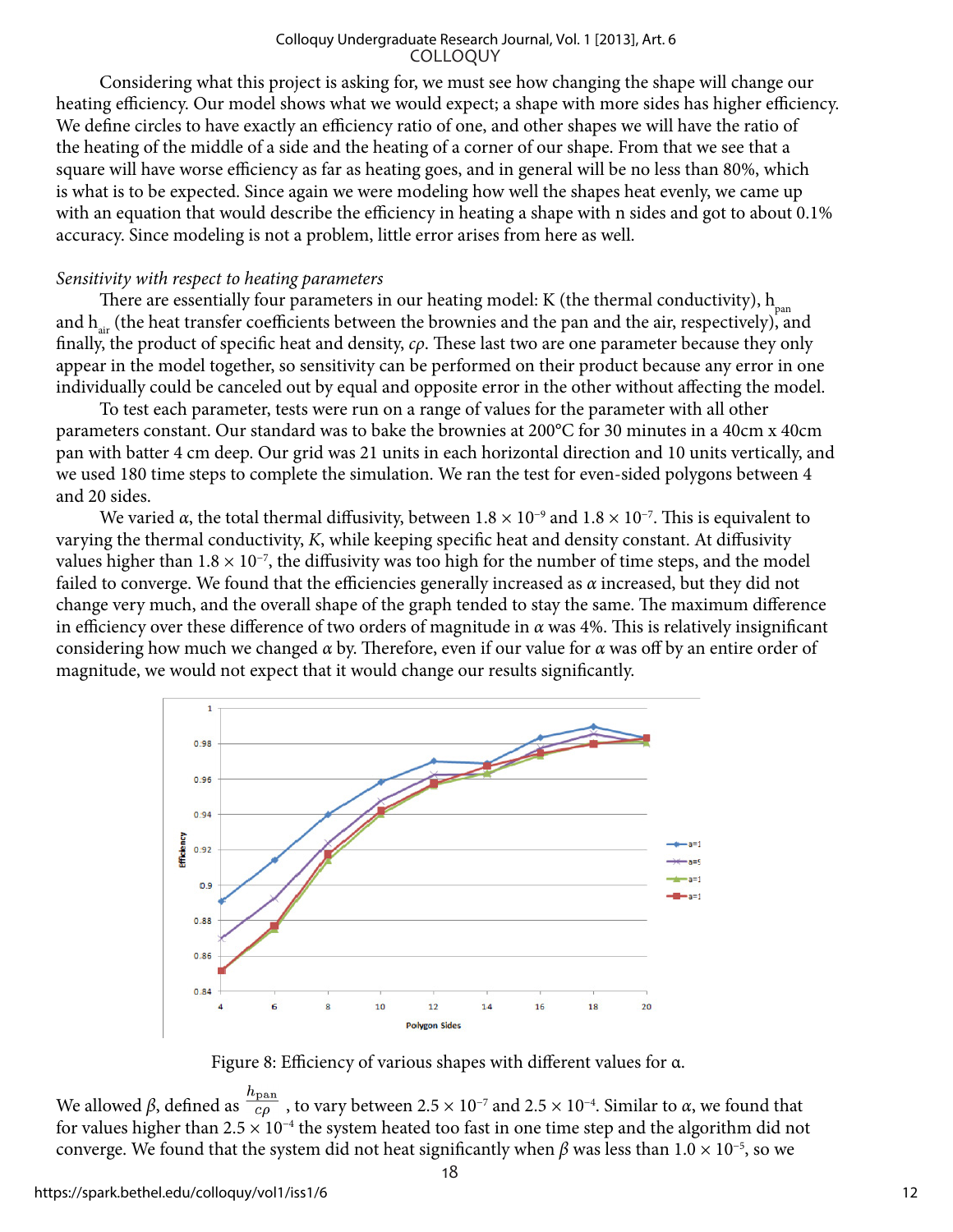Considering what this project is asking for, we must see how changing the shape will change our heating efficiency. Our model shows what we would expect; a shape with more sides has higher efficiency. We define circles to have exactly an efficiency ratio of one, and other shapes we will have the ratio of the heating of the middle of a side and the heating of a corner of our shape. From that we see that a square will have worse efficiency as far as heating goes, and in general will be no less than 80%, which is what is to be expected. Since again we were modeling how well the shapes heat evenly, we came up with an equation that would describe the efficiency in heating a shape with n sides and got to about 0.1% accuracy. Since modeling is not a problem, little error arises from here as well.

*Sensitivity with respect to heating parameters*

There are essentially four parameters in our heating model: K (the thermal conductivity), $h_{pan}$ and $h_{air}$ (the heat transfer coefficients between the brownies and the pan and the air, respectively), and finally, the product of specific heat and density, $c\rho$. These last two are one parameter because they only appear in the model together, so sensitivity can be performed on their product because any error in one individually could be canceled out by equal and opposite error in the other without affecting the model.

To test each parameter, tests were run on a range of values for the parameter with all other parameters constant. Our standard was to bake the brownies at 200°C for 30 minutes in a 40cm x 40cm pan with batter 4 cm deep. Our grid was 21 units in each horizontal direction and 10 units vertically, and we used 180 time steps to complete the simulation. We ran the test for even-sided polygons between 4 and 20 sides.

We varied $\alpha$, the total thermal diffusivity, between $1.8 \times 10^{-9}$ and $1.8 \times 10^{-7}$. This is equivalent to varying the thermal conductivity, $K$, while keeping specific heat and density constant. At diffusivity values higher than $1.8 \times 10^{-7}$, the diffusivity was too high for the number of time steps, and the model failed to converge. We found that the efficiencies generally increased as $\alpha$ increased, but they did not change very much, and the overall shape of the graph tended to stay the same. The maximum difference in efficiency over these difference of two orders of magnitude in $\alpha$ was 4%. This is relatively insignificant considering how much we changed $\alpha$ by. Therefore, even if our value for $\alpha$ was off by an entire order of magnitude, we would not expect that it would change our results significantly.

Figure 8: Efficiency of various shapes with different values for α.

We allowed $\beta$, defined as $\frac{h_{\text{pan}}}{c\rho}$, to vary between $2.5 \times 10^{-7}$ and $2.5 \times 10^{-4}$. Similar to $\alpha$, we found that for values higher than $2.5 \times 10^{-4}$ the system heated too fast in one time step and the algorithm did not converge. We found that the system did not heat significantly when $\beta$ was less than $1.0 \times 10^{-5}$, so we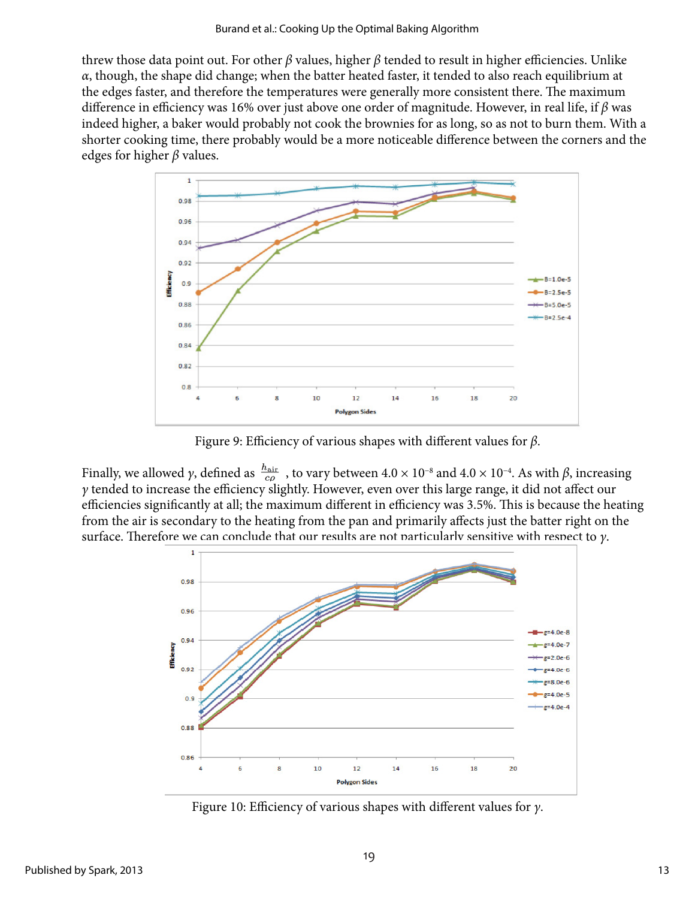threw those data point out. For other $\beta$ values, higher $\beta$ tended to result in higher efficiencies. Unlike $\alpha$, though, the shape did change; when the batter heated faster, it tended to also reach equilibrium at the edges faster, and therefore the temperatures were generally more consistent there. The maximum difference in efficiency was 16% over just above one order of magnitude. However, in real life, if $\beta$ was indeed higher, a baker would probably not cook the brownies for as long, so as not to burn them. With a shorter cooking time, there probably would be a more noticeable difference between the corners and the edges for higher $\beta$ values.

Figure 9: Efficiency of various shapes with different values for $\beta$.

Finally, we allowed $\gamma$, defined as $\frac{h_{\text{air}}}{c\rho}$, to vary between $4.0 \times 10^{-8}$ and $4.0 \times 10^{-4}$. As with $\beta$, increasing $\gamma$ tended to increase the efficiency slightly. However, even over this large range, it did not affect our efficiencies significantly at all; the maximum different in efficiency was 3.5%. This is because the heating from the air is secondary to the heating from the pan and primarily affects just the batter right on the surface. Therefore we can conclude that our results are not particularly sensitive with respect to $\gamma$.

Figure 10: Efficiency of various shapes with different values for $\gamma$.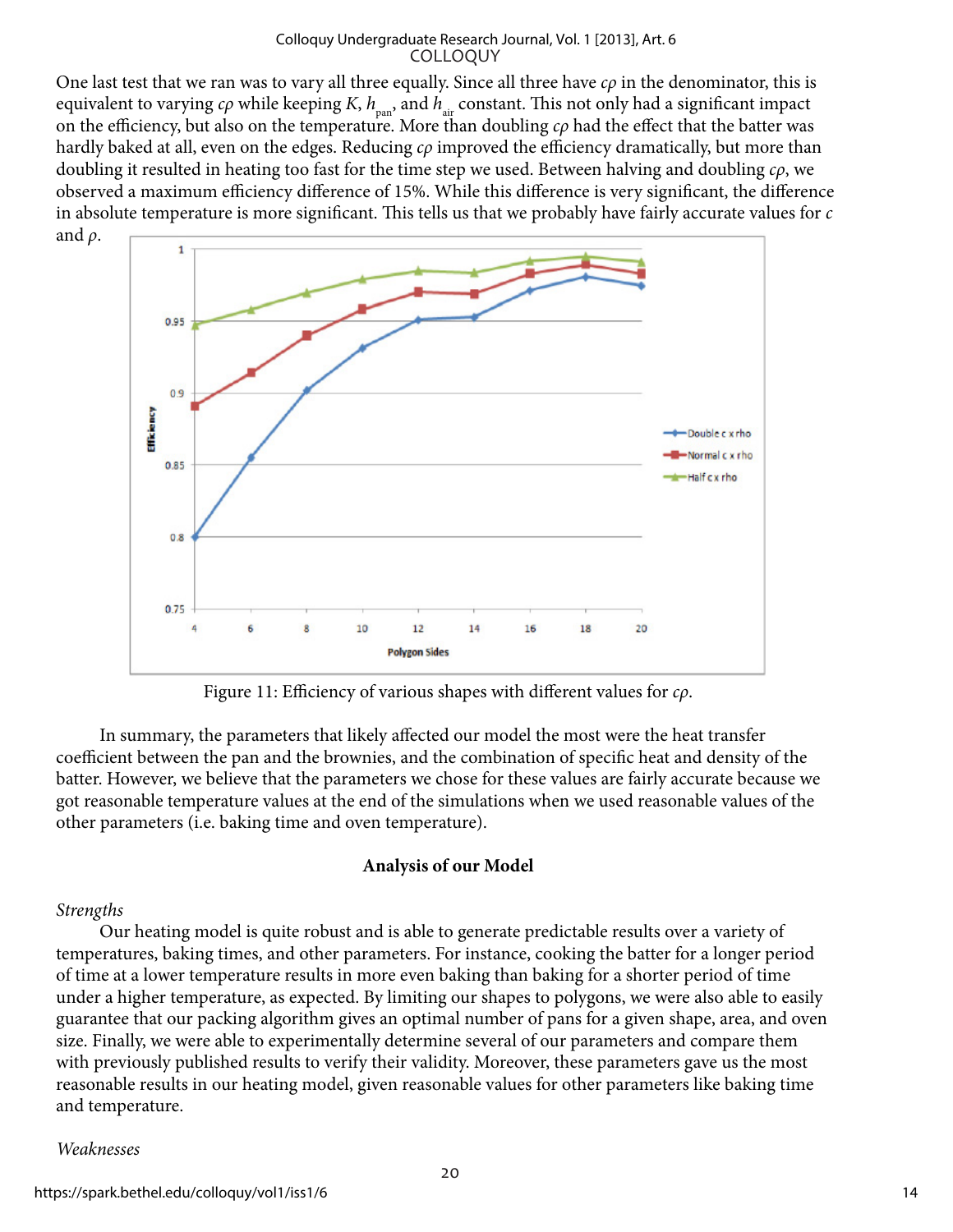One last test that we ran was to vary all three equally. Since all three have $c\rho$ in the denominator, this is equivalent to varying $c\rho$ while keeping $K$, $h_{pan}$, and $h_{air}$ constant. This not only had a significant impact on the efficiency, but also on the temperature. More than doubling $c\rho$ had the effect that the batter was hardly baked at all, even on the edges. Reducing $c\rho$ improved the efficiency dramatically, but more than doubling it resulted in heating too fast for the time step we used. Between halving and doubling $c\rho$, we observed a maximum efficiency difference of 15%. While this difference is very significant, the difference in absolute temperature is more significant. This tells us that we probably have fairly accurate values for $c$ and $\rho$.

Figure 11: Efficiency of various shapes with different values for $c\rho$.

In summary, the parameters that likely affected our model the most were the heat transfer coefficient between the pan and the brownies, and the combination of specific heat and density of the batter. However, we believe that the parameters we chose for these values are fairly accurate because we got reasonable temperature values at the end of the simulations when we used reasonable values of the other parameters (i.e. baking time and oven temperature).

## Analysis of our Model

*Strengths*

Our heating model is quite robust and is able to generate predictable results over a variety of temperatures, baking times, and other parameters. For instance, cooking the batter for a longer period of time at a lower temperature results in more even baking than baking for a shorter period of time under a higher temperature, as expected. By limiting our shapes to polygons, we were also able to easily guarantee that our packing algorithm gives an optimal number of pans for a given shape, area, and oven size. Finally, we were able to experimentally determine several of our parameters and compare them with previously published results to verify their validity. Moreover, these parameters gave us the most reasonable results in our heating model, given reasonable values for other parameters like baking time and temperature.

*Weaknesses*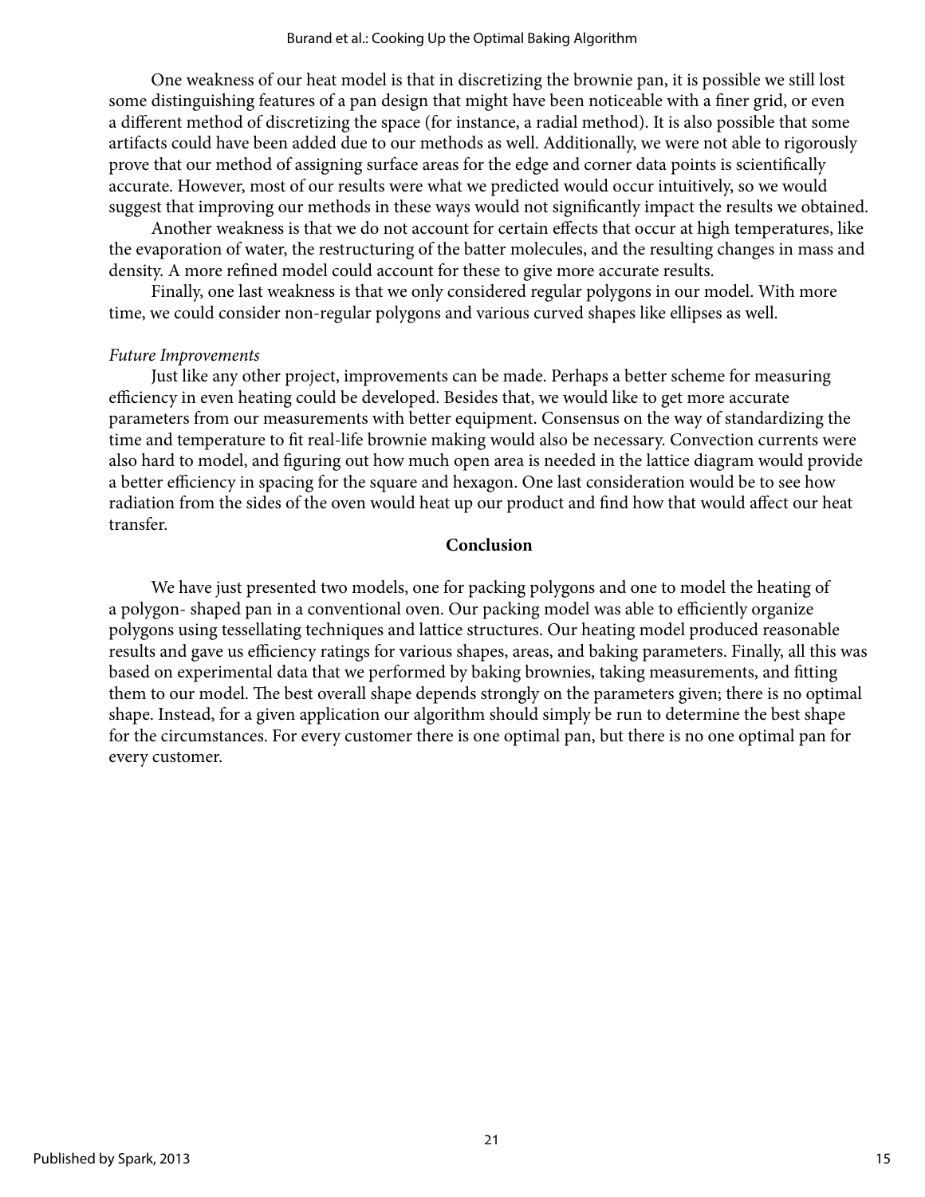One weakness of our heat model is that in discretizing the brownie pan, it is possible we still lost some distinguishing features of a pan design that might have been noticeable with a finer grid, or even a different method of discretizing the space (for instance, a radial method). It is also possible that some artifacts could have been added due to our methods as well. Additionally, we were not able to rigorously prove that our method of assigning surface areas for the edge and corner data points is scientifically accurate. However, most of our results were what we predicted would occur intuitively, so we would suggest that improving our methods in these ways would not significantly impact the results we obtained.

Another weakness is that we do not account for certain effects that occur at high temperatures, like the evaporation of water, the restructuring of the batter molecules, and the resulting changes in mass and density. A more refined model could account for these to give more accurate results.

Finally, one last weakness is that we only considered regular polygons in our model. With more time, we could consider non-regular polygons and various curved shapes like ellipses as well.

*Future Improvements*

Just like any other project, improvements can be made. Perhaps a better scheme for measuring efficiency in even heating could be developed. Besides that, we would like to get more accurate parameters from our measurements with better equipment. Consensus on the way of standardizing the time and temperature to fit real-life brownie making would also be necessary. Convection currents were also hard to model, and figuring out how much open area is needed in the lattice diagram would provide a better efficiency in spacing for the square and hexagon. One last consideration would be to see how radiation from the sides of the oven would heat up our product and find how that would affect our heat transfer.

## Conclusion

We have just presented two models, one for packing polygons and one to model the heating of a polygon- shaped pan in a conventional oven. Our packing model was able to efficiently organize polygons using tessellating techniques and lattice structures. Our heating model produced reasonable results and gave us efficiency ratings for various shapes, areas, and baking parameters. Finally, all this was based on experimental data that we performed by baking brownies, taking measurements, and fitting them to our model. The best overall shape depends strongly on the parameters given; there is no optimal shape. Instead, for a given application our algorithm should simply be run to determine the best shape for the circumstances. For every customer there is one optimal pan, but there is no one optimal pan for every customer.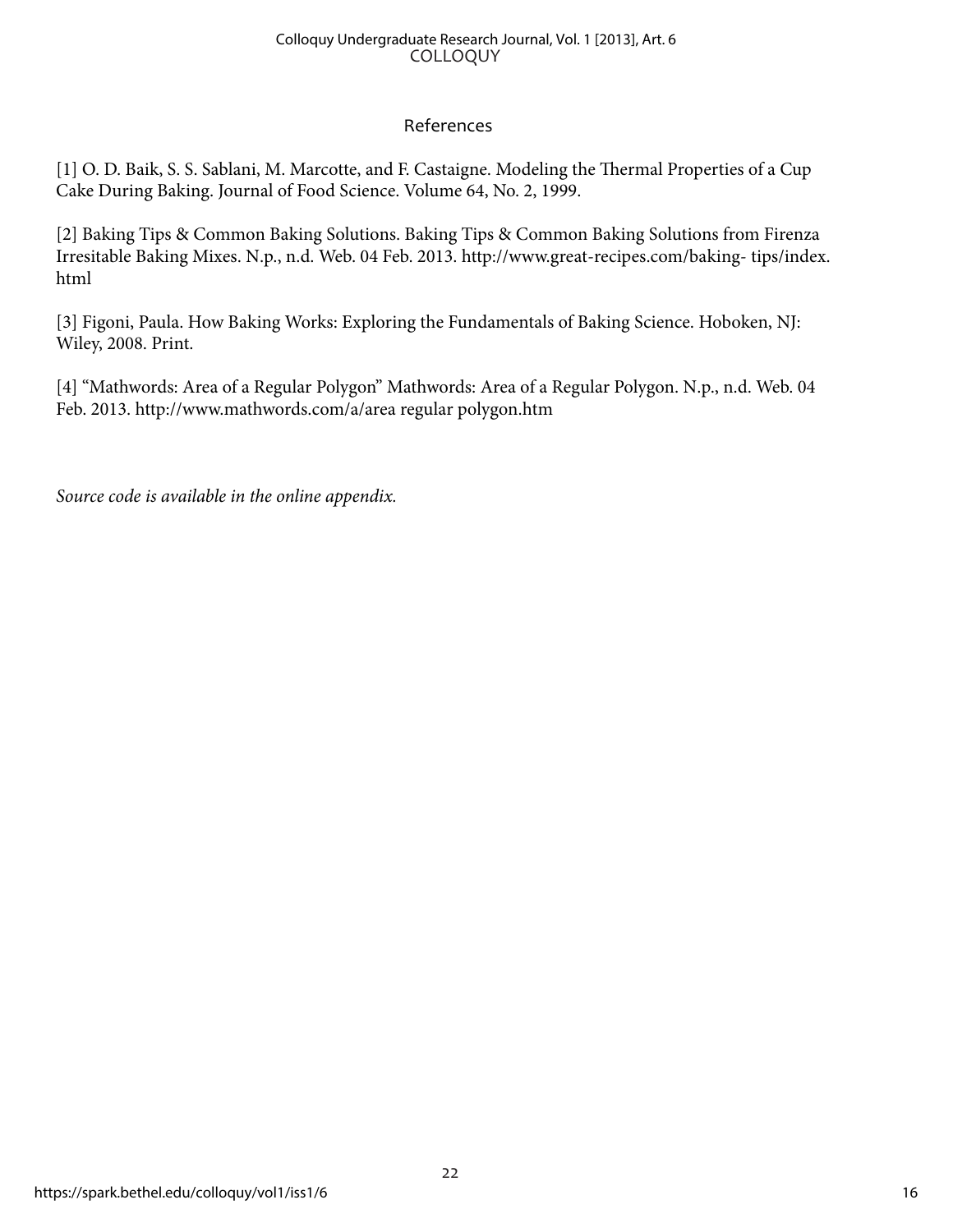## References

[1] O. D. Baik, S. S. Sablani, M. Marcotte, and F. Castaigne. Modeling the Thermal Properties of a Cup Cake During Baking. Journal of Food Science. Volume 64, No. 2, 1999.

[2] Baking Tips & Common Baking Solutions. Baking Tips & Common Baking Solutions from Firenza Irresitable Baking Mixes. N.p., n.d. Web. 04 Feb. 2013. http://www.great-recipes.com/baking- tips/index.html

[3] Figoni, Paula. How Baking Works: Exploring the Fundamentals of Baking Science. Hoboken, NJ: Wiley, 2008. Print.

[4] "Mathwords: Area of a Regular Polygon" Mathwords: Area of a Regular Polygon. N.p., n.d. Web. 04 Feb. 2013. http://www.mathwords.com/a/area regular polygon.htm

*Source code is available in the online appendix.*